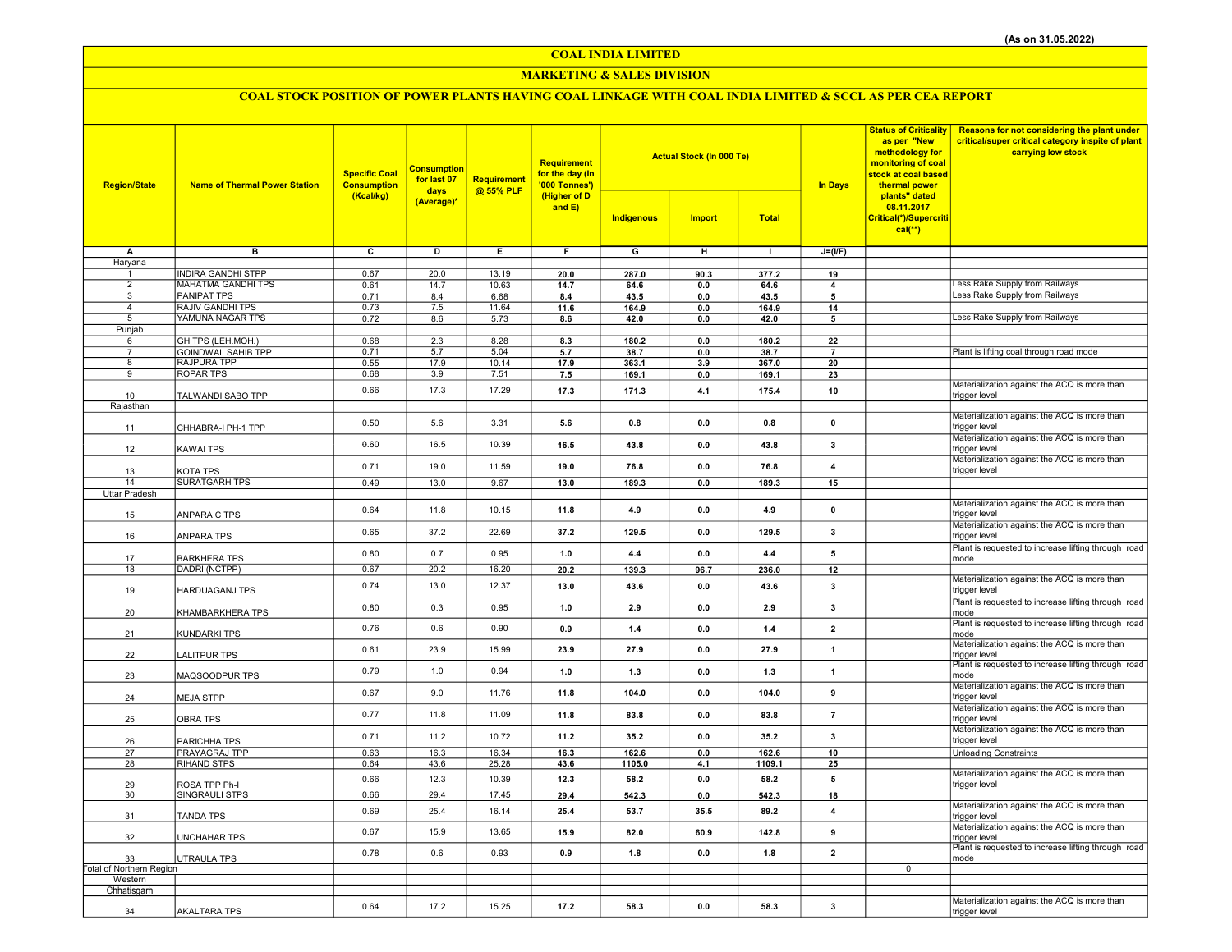(As on 31.05.2022)

# COAL INDIA LIMITED

## MARKETING & SALES DIVISION

### COAL STOCK POSITION OF POWER PLANTS HAVING COAL LINKAGE WITH COAL INDIA LIMITED & SCCL AS PER CEA REPORT

| Region/State | Name of Thermal Power Station | Specific Coal Consumption (Kcal/kg) | Consumption for last 07 days (Average)* | Requirement @ 55% PLF | Requirement for the day (In '000 Tonnes') (Higher of D and E) | Actual Stock (In 000 Te) | | | In Days | Status of Criticality as per "New methodology for monitoring of coal stock at coal based thermal power plants" dated 08.11.2017 Critical(*)/Supercritical(**) | Reasons for not considering the plant under critical/super critical category inspite of plant carrying low stock |
|---|---|---|---|---|---|---|---|---|---|---|---|
| | | | | | | Indigenous | Import | Total | | | |
| A | B | C | D | E | F | G | H | I | J=(I/F) | | |
| Haryana | | | | | | | | | | | |
| 1 | INDIRA GANDHI STPP | 0.67 | 20.0 | 13.19 | 20.0 | 287.0 | 90.3 | 377.2 | 19 | | |
| 2 | MAHATMA GANDHI TPS | 0.61 | 14.7 | 10.63 | 14.7 | 64.6 | 0.0 | 64.6 | 4 | | Less Rake Supply from Railways |
| 3 | PANIPAT TPS | 0.71 | 8.4 | 6.68 | 8.4 | 43.5 | 0.0 | 43.5 | 5 | | Less Rake Supply from Railways |
| 4 | RAJIV GANDHI TPS | 0.73 | 7.5 | 11.64 | 11.6 | 164.9 | 0.0 | 164.9 | 14 | | |
| 5 | YAMUNA NAGAR TPS | 0.72 | 8.6 | 5.73 | 8.6 | 42.0 | 0.0 | 42.0 | 5 | | Less Rake Supply from Railways |
| Punjab | | | | | | | | | | | |
| 6 | GH TPS (LEH.MOH.) | 0.68 | 2.3 | 8.28 | 8.3 | 180.2 | 0.0 | 180.2 | 22 | | |
| 7 | GOINDWAL SAHIB TPP | 0.71 | 5.7 | 5.04 | 5.7 | 38.7 | 0.0 | 38.7 | 7 | | Plant is lifting coal through road mode |
| 8 | RAJPURA TPP | 0.55 | 17.9 | 10.14 | 17.9 | 363.1 | 3.9 | 367.0 | 20 | | |
| 9 | ROPAR TPS | 0.68 | 3.9 | 7.51 | 7.5 | 169.1 | 0.0 | 169.1 | 23 | | |
| 10 | TALWANDI SABO TPP | 0.66 | 17.3 | 17.29 | 17.3 | 171.3 | 4.1 | 175.4 | 10 | | Materialization against the ACQ is more than trigger level |
| Rajasthan | | | | | | | | | | | |
| 11 | CHHABRA-I PH-1 TPP | 0.50 | 5.6 | 3.31 | 5.6 | 0.8 | 0.0 | 0.8 | 0 | | Materialization against the ACQ is more than trigger level |
| 12 | KAWAI TPS | 0.60 | 16.5 | 10.39 | 16.5 | 43.8 | 0.0 | 43.8 | 3 | | Materialization against the ACQ is more than trigger level |
| 13 | KOTA TPS | 0.71 | 19.0 | 11.59 | 19.0 | 76.8 | 0.0 | 76.8 | 4 | | Materialization against the ACQ is more than trigger level |
| 14 | SURATGARH TPS | 0.49 | 13.0 | 9.67 | 13.0 | 189.3 | 0.0 | 189.3 | 15 | | |
| Uttar Pradesh | | | | | | | | | | | |
| 15 | ANPARA C TPS | 0.64 | 11.8 | 10.15 | 11.8 | 4.9 | 0.0 | 4.9 | 0 | | Materialization against the ACQ is more than trigger level |
| 16 | ANPARA TPS | 0.65 | 37.2 | 22.69 | 37.2 | 129.5 | 0.0 | 129.5 | 3 | | Materialization against the ACQ is more than trigger level |
| 17 | BARKHERA TPS | 0.80 | 0.7 | 0.95 | 1.0 | 4.4 | 0.0 | 4.4 | 5 | | Plant is requested to increase lifting through road mode |
| 18 | DADRI (NCTPP) | 0.67 | 20.2 | 16.20 | 20.2 | 139.3 | 96.7 | 236.0 | 12 | | |
| 19 | HARDUAGANJ TPS | 0.74 | 13.0 | 12.37 | 13.0 | 43.6 | 0.0 | 43.6 | 3 | | Materialization against the ACQ is more than trigger level |
| 20 | KHAMBARKHERA TPS | 0.80 | 0.3 | 0.95 | 1.0 | 2.9 | 0.0 | 2.9 | 3 | | Plant is requested to increase lifting through road mode |
| 21 | KUNDARKI TPS | 0.76 | 0.6 | 0.90 | 0.9 | 1.4 | 0.0 | 1.4 | 2 | | Plant is requested to increase lifting through road mode |
| 22 | LALITPUR TPS | 0.61 | 23.9 | 15.99 | 23.9 | 27.9 | 0.0 | 27.9 | 1 | | Materialization against the ACQ is more than trigger level |
| 23 | MAQSOODPUR TPS | 0.79 | 1.0 | 0.94 | 1.0 | 1.3 | 0.0 | 1.3 | 1 | | Plant is requested to increase lifting through road mode |
| 24 | MEJA STPP | 0.67 | 9.0 | 11.76 | 11.8 | 104.0 | 0.0 | 104.0 | 9 | | Materialization against the ACQ is more than trigger level |
| 25 | OBRA TPS | 0.77 | 11.8 | 11.09 | 11.8 | 83.8 | 0.0 | 83.8 | 7 | | Materialization against the ACQ is more than trigger level |
| 26 | PARICHHA TPS | 0.71 | 11.2 | 10.72 | 11.2 | 35.2 | 0.0 | 35.2 | 3 | | Materialization against the ACQ is more than trigger level |
| 27 | PRAYAGRAJ TPP | 0.63 | 16.3 | 16.34 | 16.3 | 162.6 | 0.0 | 162.6 | 10 | | Unloading Constraints |
| 28 | RIHAND STPS | 0.64 | 43.6 | 25.28 | 43.6 | 1105.0 | 4.1 | 1109.1 | 25 | | |
| 29 | ROSA TPP Ph-I | 0.66 | 12.3 | 10.39 | 12.3 | 58.2 | 0.0 | 58.2 | 5 | | Materialization against the ACQ is more than trigger level |
| 30 | SINGRAULI STPS | 0.66 | 29.4 | 17.45 | 29.4 | 542.3 | 0.0 | 542.3 | 18 | | |
| 31 | TANDA TPS | 0.69 | 25.4 | 16.14 | 25.4 | 53.7 | 35.5 | 89.2 | 4 | | Materialization against the ACQ is more than trigger level |
| 32 | UNCHAHAR TPS | 0.67 | 15.9 | 13.65 | 15.9 | 82.0 | 60.9 | 142.8 | 9 | | Materialization against the ACQ is more than trigger level |
| 33 | UTRAULA TPS | 0.78 | 0.6 | 0.93 | 0.9 | 1.8 | 0.0 | 1.8 | 2 | | Plant is requested to increase lifting through road mode |
| Total of Northern Region | | | | | | | | | | 0 | |
| Western | | | | | | | | | | | |
| Chhatisgarh | | | | | | | | | | | |
| 34 | AKALTARA TPS | 0.64 | 17.2 | 15.25 | 17.2 | 58.3 | 0.0 | 58.3 | 3 | | Materialization against the ACQ is more than trigger level |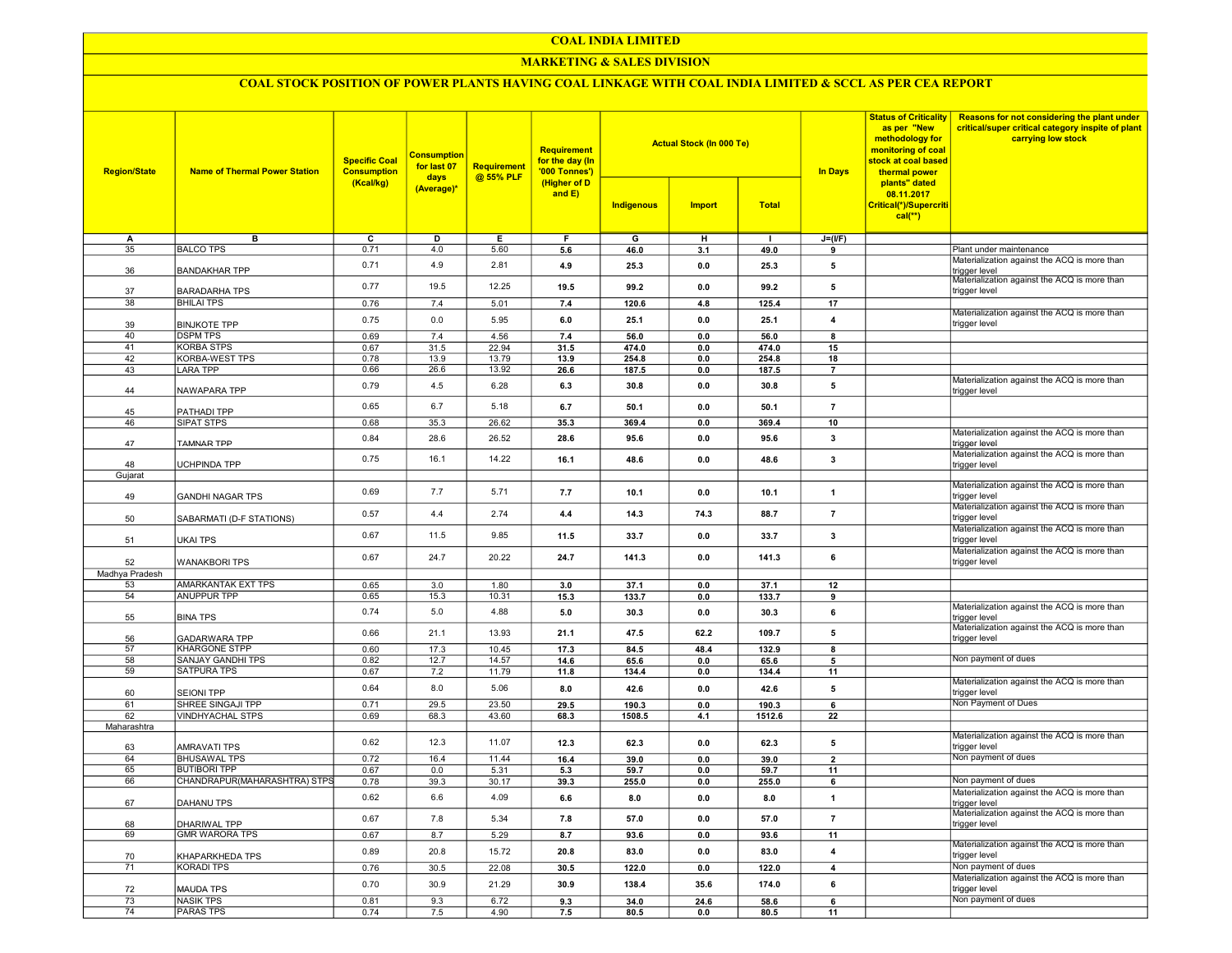# COAL INDIA LIMITED

## MARKETING & SALES DIVISION

### COAL STOCK POSITION OF POWER PLANTS HAVING COAL LINKAGE WITH COAL INDIA LIMITED & SCCL AS PER CEA REPORT

| Region/State | Name of Thermal Power Station | Specific Coal Consumption (Kcal/kg) | Consumption for last 07 days (Average)* | Requirement @ 55% PLF | Requirement for the day (In '000 Tonnes') (Higher of D and E) | Actual Stock (In 000 Te) | | | In Days | Status of Criticality as per "New methodology for monitoring of coal stock at coal based thermal power plants" dated 08.11.2017 Critical(*)/Supercritical(**) | Reasons for not considering the plant under critical/super critical category inspite of plant carrying low stock |
|---|---|---|---|---|---|---|---|---|---|---|---|
| | | | | | | Indigenous | Import | Total | | | |
| A | B | C | D | E | F | G | H | I | J=(I/F) | | |
| 35 | BALCO TPS | 0.71 | 4.0 | 5.60 | 5.6 | 46.0 | 3.1 | 49.0 | 9 | | Plant under maintenance |
| 36 | BANDAKHAR TPP | 0.71 | 4.9 | 2.81 | 4.9 | 25.3 | 0.0 | 25.3 | 5 | | Materialization against the ACQ is more than trigger level |
| 37 | BARADARHA TPS | 0.77 | 19.5 | 12.25 | 19.5 | 99.2 | 0.0 | 99.2 | 5 | | Materialization against the ACQ is more than trigger level |
| 38 | BHILAI TPS | 0.76 | 7.4 | 5.01 | 7.4 | 120.6 | 4.8 | 125.4 | 17 | | |
| 39 | BINJKOTE TPP | 0.75 | 0.0 | 5.95 | 6.0 | 25.1 | 0.0 | 25.1 | 4 | | Materialization against the ACQ is more than trigger level |
| 40 | DSPM TPS | 0.69 | 7.4 | 4.56 | 7.4 | 56.0 | 0.0 | 56.0 | 8 | | |
| 41 | KORBA STPS | 0.67 | 31.5 | 22.94 | 31.5 | 474.0 | 0.0 | 474.0 | 15 | | |
| 42 | KORBA-WEST TPS | 0.78 | 13.9 | 13.79 | 13.9 | 254.8 | 0.0 | 254.8 | 18 | | |
| 43 | LARA TPP | 0.66 | 26.6 | 13.92 | 26.6 | 187.5 | 0.0 | 187.5 | 7 | | |
| 44 | NAWAPARA TPP | 0.79 | 4.5 | 6.28 | 6.3 | 30.8 | 0.0 | 30.8 | 5 | | Materialization against the ACQ is more than trigger level |
| 45 | PATHADI TPP | 0.65 | 6.7 | 5.18 | 6.7 | 50.1 | 0.0 | 50.1 | 7 | | |
| 46 | SIPAT STPS | 0.68 | 35.3 | 26.62 | 35.3 | 369.4 | 0.0 | 369.4 | 10 | | |
| 47 | TAMNAR TPP | 0.84 | 28.6 | 26.52 | 28.6 | 95.6 | 0.0 | 95.6 | 3 | | Materialization against the ACQ is more than trigger level |
| 48 | UCHPINDA TPP | 0.75 | 16.1 | 14.22 | 16.1 | 48.6 | 0.0 | 48.6 | 3 | | Materialization against the ACQ is more than trigger level |
| Gujarat | | | | | | | | | | | |
| 49 | GANDHI NAGAR TPS | 0.69 | 7.7 | 5.71 | 7.7 | 10.1 | 0.0 | 10.1 | 1 | | Materialization against the ACQ is more than trigger level |
| 50 | SABARMATI (D-F STATIONS) | 0.57 | 4.4 | 2.74 | 4.4 | 14.3 | 74.3 | 88.7 | 7 | | Materialization against the ACQ is more than trigger level |
| 51 | UKAI TPS | 0.67 | 11.5 | 9.85 | 11.5 | 33.7 | 0.0 | 33.7 | 3 | | Materialization against the ACQ is more than trigger level |
| 52 | WANAKBORI TPS | 0.67 | 24.7 | 20.22 | 24.7 | 141.3 | 0.0 | 141.3 | 6 | | Materialization against the ACQ is more than trigger level |
| Madhya Pradesh | | | | | | | | | | | |
| 53 | AMARKANTAK EXT TPS | 0.65 | 3.0 | 1.80 | 3.0 | 37.1 | 0.0 | 37.1 | 12 | | |
| 54 | ANUPPUR TPP | 0.65 | 15.3 | 10.31 | 15.3 | 133.7 | 0.0 | 133.7 | 9 | | |
| 55 | BINA TPS | 0.74 | 5.0 | 4.88 | 5.0 | 30.3 | 0.0 | 30.3 | 6 | | Materialization against the ACQ is more than trigger level |
| 56 | GADARWARA TPP | 0.66 | 21.1 | 13.93 | 21.1 | 47.5 | 62.2 | 109.7 | 5 | | Materialization against the ACQ is more than trigger level |
| 57 | KHARGONE STPP | 0.60 | 17.3 | 10.45 | 17.3 | 84.5 | 48.4 | 132.9 | 8 | | |
| 58 | SANJAY GANDHI TPS | 0.82 | 12.7 | 14.57 | 14.6 | 65.6 | 0.0 | 65.6 | 5 | | Non payment of dues |
| 59 | SATPURA TPS | 0.67 | 7.2 | 11.79 | 11.8 | 134.4 | 0.0 | 134.4 | 11 | | |
| 60 | SEIONI TPP | 0.64 | 8.0 | 5.06 | 8.0 | 42.6 | 0.0 | 42.6 | 5 | | Materialization against the ACQ is more than trigger level |
| 61 | SHREE SINGAJI TPP | 0.71 | 29.5 | 23.50 | 29.5 | 190.3 | 0.0 | 190.3 | 6 | | Non Payment of Dues |
| 62 | VINDHYACHAL STPS | 0.69 | 68.3 | 43.60 | 68.3 | 1508.5 | 4.1 | 1512.6 | 22 | | |
| Maharashtra | | | | | | | | | | | |
| 63 | AMRAVATI TPS | 0.62 | 12.3 | 11.07 | 12.3 | 62.3 | 0.0 | 62.3 | 5 | | Materialization against the ACQ is more than trigger level |
| 64 | BHUSAWAL TPS | 0.72 | 16.4 | 11.44 | 16.4 | 39.0 | 0.0 | 39.0 | 2 | | Non payment of dues |
| 65 | BUTIBORI TPP | 0.67 | 0.0 | 5.31 | 5.3 | 59.7 | 0.0 | 59.7 | 11 | | |
| 66 | CHANDRAPUR(MAHARASHTRA) STPS | 0.78 | 39.3 | 30.17 | 39.3 | 255.0 | 0.0 | 255.0 | 6 | | Non payment of dues |
| 67 | DAHANU TPS | 0.62 | 6.6 | 4.09 | 6.6 | 8.0 | 0.0 | 8.0 | 1 | | Materialization against the ACQ is more than trigger level |
| 68 | DHARIWAL TPP | 0.67 | 7.8 | 5.34 | 7.8 | 57.0 | 0.0 | 57.0 | 7 | | Materialization against the ACQ is more than trigger level |
| 69 | GMR WARORA TPS | 0.67 | 8.7 | 5.29 | 8.7 | 93.6 | 0.0 | 93.6 | 11 | | |
| 70 | KHAPARKHEDA TPS | 0.89 | 20.8 | 15.72 | 20.8 | 83.0 | 0.0 | 83.0 | 4 | | Materialization against the ACQ is more than trigger level |
| 71 | KORADI TPS | 0.76 | 30.5 | 22.08 | 30.5 | 122.0 | 0.0 | 122.0 | 4 | | Non payment of dues |
| 72 | MAUDA TPS | 0.70 | 30.9 | 21.29 | 30.9 | 138.4 | 35.6 | 174.0 | 6 | | Materialization against the ACQ is more than trigger level |
| 73 | NASIK TPS | 0.81 | 9.3 | 6.72 | 9.3 | 34.0 | 24.6 | 58.6 | 6 | | Non payment of dues |
| 74 | PARAS TPS | 0.74 | 7.5 | 4.90 | 7.5 | 80.5 | 0.0 | 80.5 | 11 | | |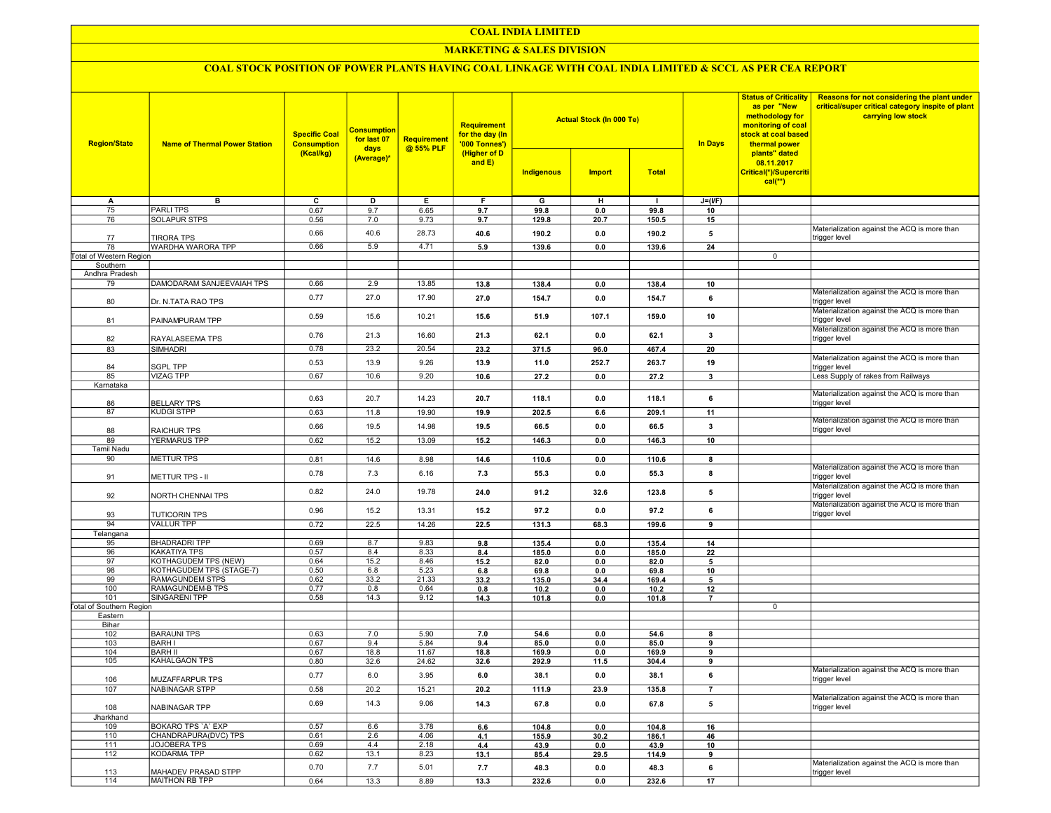# COAL INDIA LIMITED

## MARKETING & SALES DIVISION

### COAL STOCK POSITION OF POWER PLANTS HAVING COAL LINKAGE WITH COAL INDIA LIMITED & SCCL AS PER CEA REPORT

| Region/State | Name of Thermal Power Station | Specific Coal Consumption (Kcal/kg) | Consumption for last 07 days (Average)* | Requirement @ 55% PLF | Requirement for the day (In '000 Tonnes') (Higher of D and E) | Actual Stock (In 000 Te) | | | In Days | Status of Criticality as per "New methodology for monitoring of coal stock at coal based thermal power plants" dated 08.11.2017 Critical(*)/Supercritical(**) | Reasons for not considering the plant under critical/super critical category inspite of plant carrying low stock |
|---|---|---|---|---|---|---|---|---|---|---|---|
| | | | | | | Indigenous | Import | Total | | | |
| A | B | C | D | E | F | G | H | I | J=(I/F) | | |
| 75 | PARLI TPS | 0.67 | 9.7 | 6.65 | 9.7 | 99.8 | 0.0 | 99.8 | 10 | | |
| 76 | SOLAPUR STPS | 0.56 | 7.0 | 9.73 | 9.7 | 129.8 | 20.7 | 150.5 | 15 | | |
| 77 | TIRORA TPS | 0.66 | 40.6 | 28.73 | 40.6 | 190.2 | 0.0 | 190.2 | 5 | | Materialization against the ACQ is more than trigger level |
| 78 | WARDHA WARORA TPP | 0.66 | 5.9 | 4.71 | 5.9 | 139.6 | 0.0 | 139.6 | 24 | | |
| Total of Western Region | | | | | | | | | | 0 | |
| Southern | | | | | | | | | | | |
| Andhra Pradesh | | | | | | | | | | | |
| 79 | DAMODARAM SANJEEVAIAH TPS | 0.66 | 2.9 | 13.85 | 13.8 | 138.4 | 0.0 | 138.4 | 10 | | |
| 80 | Dr. N.TATA RAO TPS | 0.77 | 27.0 | 17.90 | 27.0 | 154.7 | 0.0 | 154.7 | 6 | | Materialization against the ACQ is more than trigger level |
| 81 | PAINAMPURAM TPP | 0.59 | 15.6 | 10.21 | 15.6 | 51.9 | 107.1 | 159.0 | 10 | | Materialization against the ACQ is more than trigger level |
| 82 | RAYALASEEMA TPS | 0.76 | 21.3 | 16.60 | 21.3 | 62.1 | 0.0 | 62.1 | 3 | | Materialization against the ACQ is more than trigger level |
| 83 | SIMHADRI | 0.78 | 23.2 | 20.54 | 23.2 | 371.5 | 96.0 | 467.4 | 20 | | |
| 84 | SGPL TPP | 0.53 | 13.9 | 9.26 | 13.9 | 11.0 | 252.7 | 263.7 | 19 | | Materialization against the ACQ is more than trigger level |
| 85 | VIZAG TPP | 0.67 | 10.6 | 9.20 | 10.6 | 27.2 | 0.0 | 27.2 | 3 | | Less Supply of rakes from Railways |
| Karnataka | | | | | | | | | | | |
| 86 | BELLARY TPS | 0.63 | 20.7 | 14.23 | 20.7 | 118.1 | 0.0 | 118.1 | 6 | | Materialization against the ACQ is more than trigger level |
| 87 | KUDGI STPP | 0.63 | 11.8 | 19.90 | 19.9 | 202.5 | 6.6 | 209.1 | 11 | | |
| 88 | RAICHUR TPS | 0.66 | 19.5 | 14.98 | 19.5 | 66.5 | 0.0 | 66.5 | 3 | | Materialization against the ACQ is more than trigger level |
| 89 | YERMARUS TPP | 0.62 | 15.2 | 13.09 | 15.2 | 146.3 | 0.0 | 146.3 | 10 | | |
| Tamil Nadu | | | | | | | | | | | |
| 90 | METTUR TPS | 0.81 | 14.6 | 8.98 | 14.6 | 110.6 | 0.0 | 110.6 | 8 | | |
| 91 | METTUR TPS - II | 0.78 | 7.3 | 6.16 | 7.3 | 55.3 | 0.0 | 55.3 | 8 | | Materialization against the ACQ is more than trigger level |
| 92 | NORTH CHENNAI TPS | 0.82 | 24.0 | 19.78 | 24.0 | 91.2 | 32.6 | 123.8 | 5 | | Materialization against the ACQ is more than trigger level |
| 93 | TUTICORIN TPS | 0.96 | 15.2 | 13.31 | 15.2 | 97.2 | 0.0 | 97.2 | 6 | | Materialization against the ACQ is more than trigger level |
| 94 | VALLUR TPP | 0.72 | 22.5 | 14.26 | 22.5 | 131.3 | 68.3 | 199.6 | 9 | | |
| Telangana | | | | | | | | | | | |
| 95 | BHADRADRI TPP | 0.69 | 8.7 | 9.83 | 9.8 | 135.4 | 0.0 | 135.4 | 14 | | |
| 96 | KAKATIYA TPS | 0.57 | 8.4 | 8.33 | 8.4 | 185.0 | 0.0 | 185.0 | 22 | | |
| 97 | KOTHAGUDEM TPS (NEW) | 0.64 | 15.2 | 8.46 | 15.2 | 82.0 | 0.0 | 82.0 | 5 | | |
| 98 | KOTHAGUDEM TPS (STAGE-7) | 0.50 | 6.8 | 5.23 | 6.8 | 69.8 | 0.0 | 69.8 | 10 | | |
| 99 | RAMAGUNDEM STPS | 0.62 | 33.2 | 21.33 | 33.2 | 135.0 | 34.4 | 169.4 | 5 | | |
| 100 | RAMAGUNDEM-B TPS | 0.77 | 0.8 | 0.64 | 0.8 | 10.2 | 0.0 | 10.2 | 12 | | |
| 101 | SINGARENI TPP | 0.58 | 14.3 | 9.12 | 14.3 | 101.8 | 0.0 | 101.8 | 7 | | |
| Total of Southern Region | | | | | | | | | | 0 | |
| Eastern | | | | | | | | | | | |
| Bihar | | | | | | | | | | | |
| 102 | BARAUNI TPS | 0.63 | 7.0 | 5.90 | 7.0 | 54.6 | 0.0 | 54.6 | 8 | | |
| 103 | BARH I | 0.67 | 9.4 | 5.84 | 9.4 | 85.0 | 0.0 | 85.0 | 9 | | |
| 104 | BARH II | 0.67 | 18.8 | 11.67 | 18.8 | 169.9 | 0.0 | 169.9 | 9 | | |
| 105 | KAHALGAON TPS | 0.80 | 32.6 | 24.62 | 32.6 | 292.9 | 11.5 | 304.4 | 9 | | |
| 106 | MUZAFFARPUR TPS | 0.77 | 6.0 | 3.95 | 6.0 | 38.1 | 0.0 | 38.1 | 6 | | Materialization against the ACQ is more than trigger level |
| 107 | NABINAGAR STPP | 0.58 | 20.2 | 15.21 | 20.2 | 111.9 | 23.9 | 135.8 | 7 | | |
| 108 | NABINAGAR TPP | 0.69 | 14.3 | 9.06 | 14.3 | 67.8 | 0.0 | 67.8 | 5 | | Materialization against the ACQ is more than trigger level |
| Jharkhand | | | | | | | | | | | |
| 109 | BOKARO TPS `A` EXP | 0.57 | 6.6 | 3.78 | 6.6 | 104.8 | 0.0 | 104.8 | 16 | | |
| 110 | CHANDRAPURA(DVC) TPS | 0.61 | 2.6 | 4.06 | 4.1 | 155.9 | 30.2 | 186.1 | 46 | | |
| 111 | JOJOBERA TPS | 0.69 | 4.4 | 2.18 | 4.4 | 43.9 | 0.0 | 43.9 | 10 | | |
| 112 | KODARMA TPP | 0.62 | 13.1 | 8.23 | 13.1 | 85.4 | 29.5 | 114.9 | 9 | | |
| 113 | MAHADEV PRASAD STPP | 0.70 | 7.7 | 5.01 | 7.7 | 48.3 | 0.0 | 48.3 | 6 | | Materialization against the ACQ is more than trigger level |
| 114 | MAITHON RB TPP | 0.64 | 13.3 | 8.89 | 13.3 | 232.6 | 0.0 | 232.6 | 17 | | |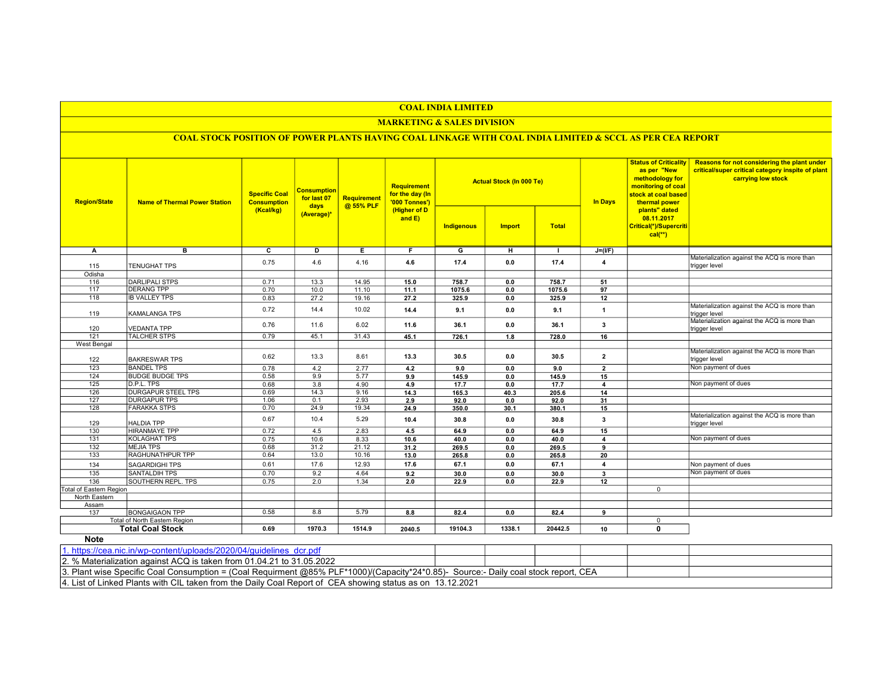# COAL INDIA LIMITED

## MARKETING & SALES DIVISION

### COAL STOCK POSITION OF POWER PLANTS HAVING COAL LINKAGE WITH COAL INDIA LIMITED & SCCL AS PER CEA REPORT

| Region/State | Name of Thermal Power Station | Specific Coal Consumption (Kcal/kg) | Consumption for last 07 days (Average)* | Requirement @ 55% PLF | Requirement for the day (In '000 Tonnes') (Higher of D and E) | Actual Stock (In 000 Te) | | | In Days | Status of Criticality as per "New methodology for monitoring of coal stock at coal based thermal power plants" dated 08.11.2017 Critical(*)/Supercritical(**) | Reasons for not considering the plant under critical/super critical category inspite of plant carrying low stock |
|---|---|---|---|---|---|---|---|---|---|---|---|
| | | | | | | Indigenous | Import | Total | | | |
| A | B | C | D | E | F | G | H | I | J=(I/F) | | |
| 115 | TENUGHAT TPS | 0.75 | 4.6 | 4.16 | 4.6 | 17.4 | 0.0 | 17.4 | 4 | | Materialization against the ACQ is more than trigger level |
| Odisha | | | | | | | | | | | |
| 116 | DARLIPALI STPS | 0.71 | 13.3 | 14.95 | 15.0 | 758.7 | 0.0 | 758.7 | 51 | | |
| 117 | DERANG TPP | 0.70 | 10.0 | 11.10 | 11.1 | 1075.6 | 0.0 | 1075.6 | 97 | | |
| 118 | IB VALLEY TPS | 0.83 | 27.2 | 19.16 | 27.2 | 325.9 | 0.0 | 325.9 | 12 | | |
| 119 | KAMALANGA TPS | 0.72 | 14.4 | 10.02 | 14.4 | 9.1 | 0.0 | 9.1 | 1 | | Materialization against the ACQ is more than trigger level |
| 120 | VEDANTA TPP | 0.76 | 11.6 | 6.02 | 11.6 | 36.1 | 0.0 | 36.1 | 3 | | Materialization against the ACQ is more than trigger level |
| 121 | TALCHER STPS | 0.79 | 45.1 | 31.43 | 45.1 | 726.1 | 1.8 | 728.0 | 16 | | |
| West Bengal | | | | | | | | | | | |
| 122 | BAKRESWAR TPS | 0.62 | 13.3 | 8.61 | 13.3 | 30.5 | 0.0 | 30.5 | 2 | | Materialization against the ACQ is more than trigger level |
| 123 | BANDEL TPS | 0.78 | 4.2 | 2.77 | 4.2 | 9.0 | 0.0 | 9.0 | 2 | | Non payment of dues |
| 124 | BUDGE BUDGE TPS | 0.58 | 9.9 | 5.77 | 9.9 | 145.9 | 0.0 | 145.9 | 15 | | |
| 125 | D.P.L. TPS | 0.68 | 3.8 | 4.90 | 4.9 | 17.7 | 0.0 | 17.7 | 4 | | Non payment of dues |
| 126 | DURGAPUR STEEL TPS | 0.69 | 14.3 | 9.16 | 14.3 | 165.3 | 40.3 | 205.6 | 14 | | |
| 127 | DURGAPUR TPS | 1.06 | 0.1 | 2.93 | 2.9 | 92.0 | 0.0 | 92.0 | 31 | | |
| 128 | FARAKKA STPS | 0.70 | 24.9 | 19.34 | 24.9 | 350.0 | 30.1 | 380.1 | 15 | | |
| 129 | HALDIA TPP | 0.67 | 10.4 | 5.29 | 10.4 | 30.8 | 0.0 | 30.8 | 3 | | Materialization against the ACQ is more than trigger level |
| 130 | HIRANMAYE TPP | 0.72 | 4.5 | 2.83 | 4.5 | 64.9 | 0.0 | 64.9 | 15 | | |
| 131 | KOLAGHAT TPS | 0.75 | 10.6 | 8.33 | 10.6 | 40.0 | 0.0 | 40.0 | 4 | | Non payment of dues |
| 132 | MEJIA TPS | 0.68 | 31.2 | 21.12 | 31.2 | 269.5 | 0.0 | 269.5 | 9 | | |
| 133 | RAGHUNATHPUR TPP | 0.64 | 13.0 | 10.16 | 13.0 | 265.8 | 0.0 | 265.8 | 20 | | |
| 134 | SAGARDIGHI TPS | 0.61 | 17.6 | 12.93 | 17.6 | 67.1 | 0.0 | 67.1 | 4 | | Non payment of dues |
| 135 | SANTALDIH TPS | 0.70 | 9.2 | 4.64 | 9.2 | 30.0 | 0.0 | 30.0 | 3 | | Non payment of dues |
| 136 | SOUTHERN REPL. TPS | 0.75 | 2.0 | 1.34 | 2.0 | 22.9 | 0.0 | 22.9 | 12 | | |
| Total of Eastern Region | | | | | | | | | | 0 | |
| North Eastern | | | | | | | | | | | |
| Assam | | | | | | | | | | | |
| 137 | BONGAIGAON TPP | 0.58 | 8.8 | 5.79 | 8.8 | 82.4 | 0.0 | 82.4 | 9 | | |
| Total of North Eastern Region | | | | | | | | | | 0 | |
| **Total Coal Stock** | | **0.69** | **1970.3** | **1514.9** | **2040.5** | **19104.3** | **1338.1** | **20442.5** | **10** | **0** | |

**Note**

1. https://cea.nic.in/wp-content/uploads/2020/04/guidelines_dcr.pdf
2. % Materialization against ACQ is taken from 01.04.21 to 31.05.2022
3. Plant wise Specific Coal Consumption = (Coal Requirment @85% PLF*1000)/(Capacity*24*0.85)- Source:- Daily coal stock report, CEA
4. List of Linked Plants with CIL taken from the Daily Coal Report of CEA showing status as on 13.12.2021